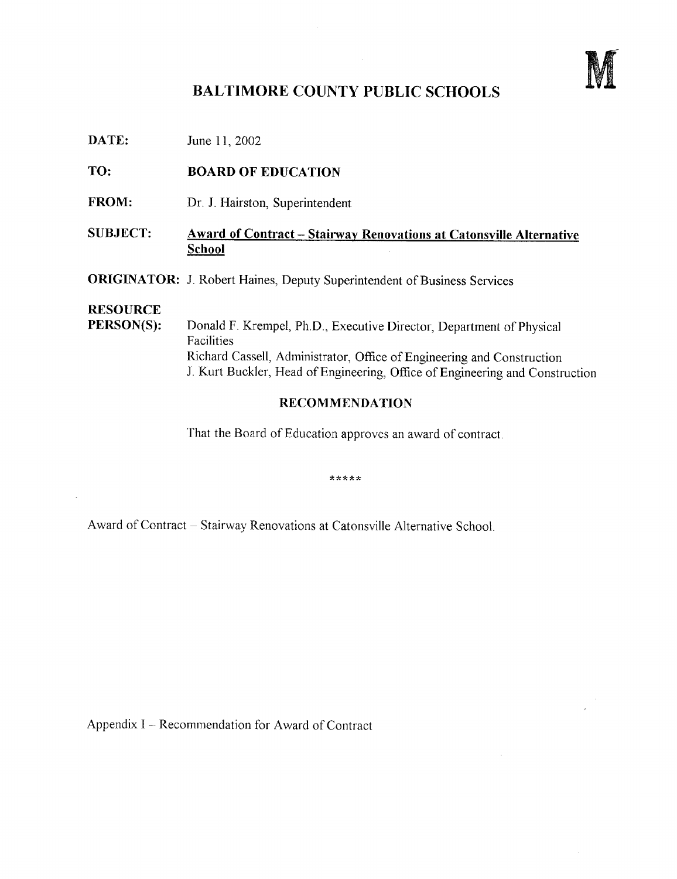M

# BALTIMORE COUNTY PUBLIC SCHOOLS

**DATE:** June 11, 2002

**TO:** **BOARD OF EDUCATION**

**FROM:** Dr. J. Hairston, Superintendent

**SUBJECT:** **Award of Contract – Stairway Renovations at Catonsville Alternative School**

**ORIGINATOR:** J. Robert Haines, Deputy Superintendent of Business Services

**RESOURCE PERSON(S):** Donald F. Krempel, Ph.D., Executive Director, Department of Physical Facilities
Richard Cassell, Administrator, Office of Engineering and Construction
J. Kurt Buckler, Head of Engineering, Office of Engineering and Construction

## RECOMMENDATION

That the Board of Education approves an award of contract.

*****

Award of Contract – Stairway Renovations at Catonsville Alternative School.

Appendix I – Recommendation for Award of Contract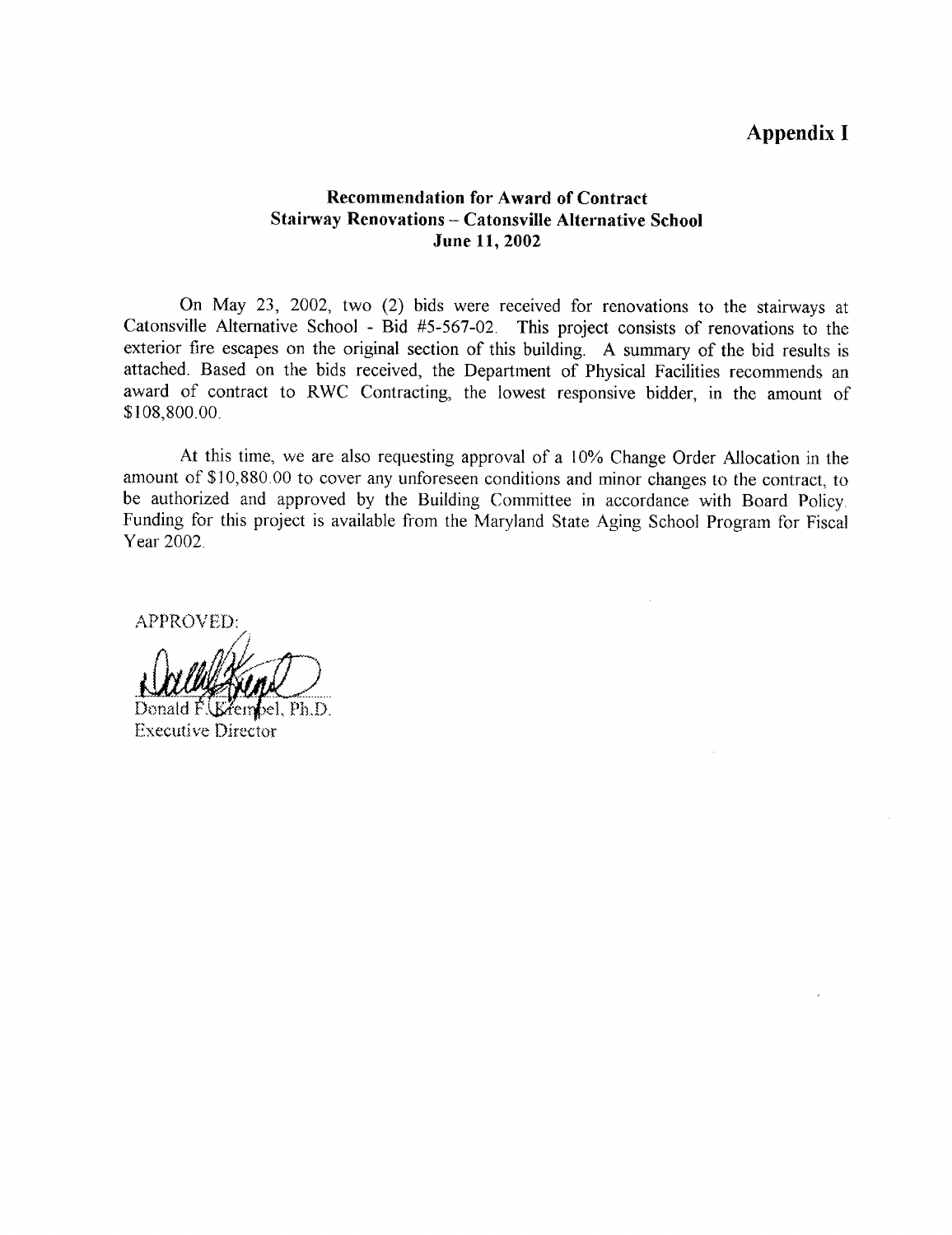# Appendix I

**Recommendation for Award of Contract**
**Stairway Renovations – Catonsville Alternative School**
**June 11, 2002**

On May 23, 2002, two (2) bids were received for renovations to the stairways at Catonsville Alternative School - Bid #5-567-02. This project consists of renovations to the exterior fire escapes on the original section of this building. A summary of the bid results is attached. Based on the bids received, the Department of Physical Facilities recommends an award of contract to RWC Contracting, the lowest responsive bidder, in the amount of $108,800.00.

At this time, we are also requesting approval of a 10% Change Order Allocation in the amount of $10,880.00 to cover any unforeseen conditions and minor changes to the contract, to be authorized and approved by the Building Committee in accordance with Board Policy. Funding for this project is available from the Maryland State Aging School Program for Fiscal Year 2002.

APPROVED:

Donald F. Krempel, Ph.D.
Executive Director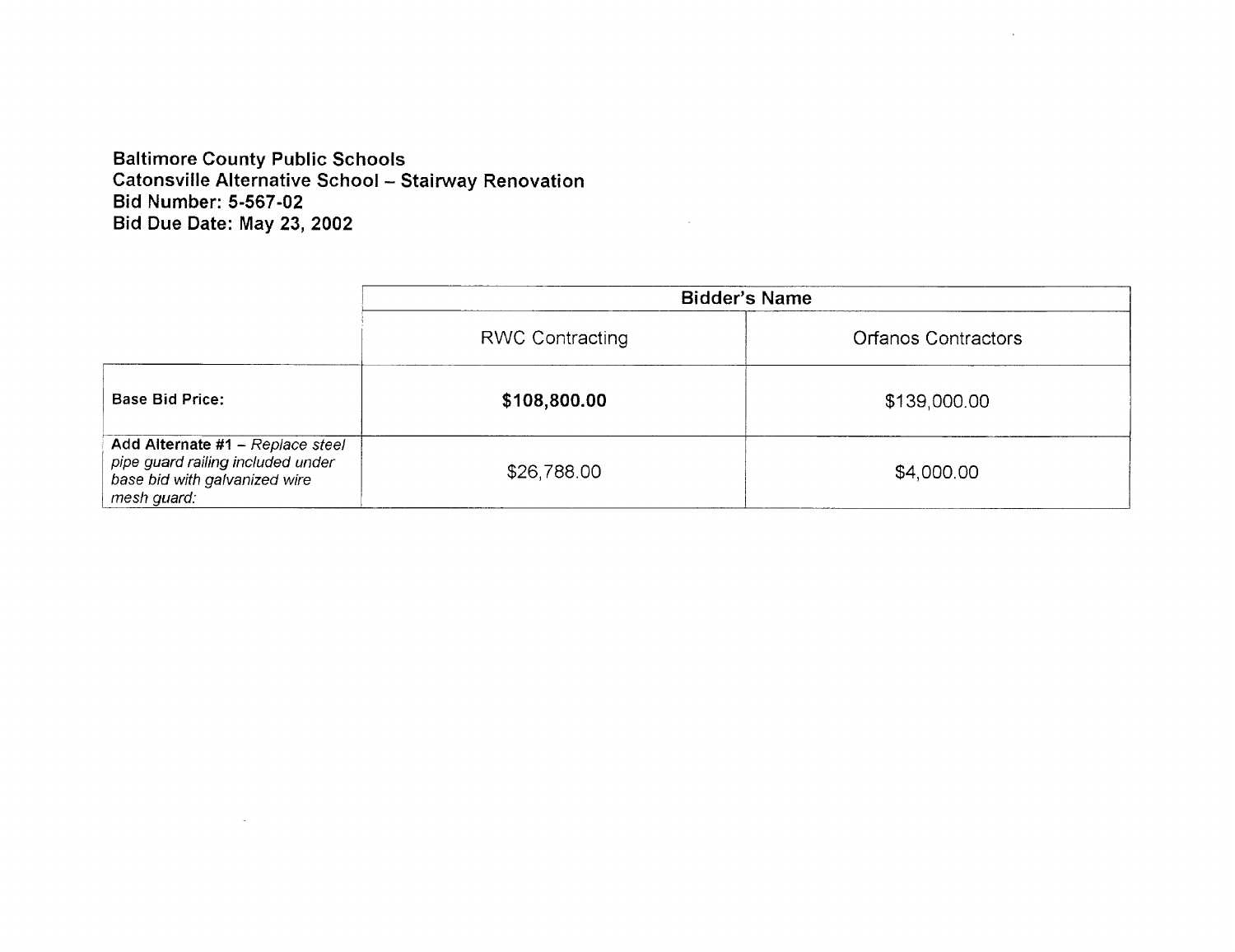**Baltimore County Public Schools**
**Catonsville Alternative School – Stairway Renovation**
**Bid Number: 5-567-02**
**Bid Due Date: May 23, 2002**

| | Bidder's Name | |
|---|---|---|
| | RWC Contracting | Orfanos Contractors |
| **Base Bid Price:** | **$108,800.00** | $139,000.00 |
| **Add Alternate #1** – *Replace steel pipe guard railing included under base bid with galvanized wire mesh guard:* | $26,788.00 | $4,000.00 |